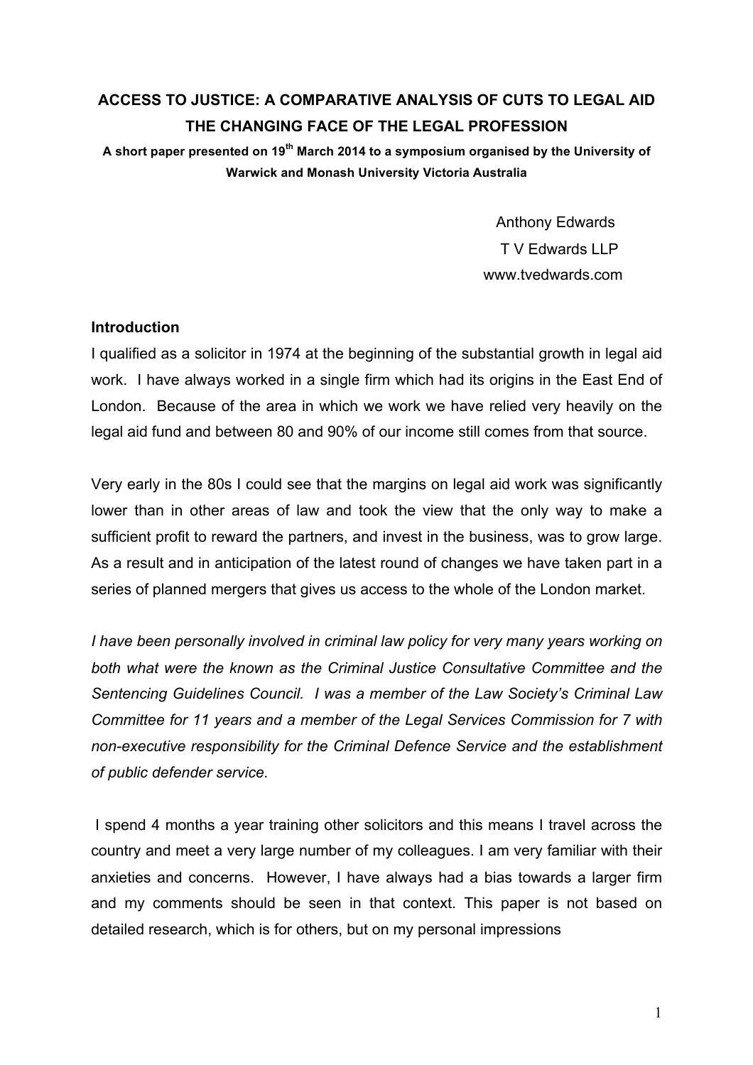# ACCESS TO JUSTICE: A COMPARATIVE ANALYSIS OF CUTS TO LEGAL AID THE CHANGING FACE OF THE LEGAL PROFESSION

**A short paper presented on 19th March 2014 to a symposium organised by the University of Warwick and Monash University Victoria Australia**

Anthony Edwards
T V Edwards LLP
www.tvedwards.com

## Introduction

I qualified as a solicitor in 1974 at the beginning of the substantial growth in legal aid work. I have always worked in a single firm which had its origins in the East End of London. Because of the area in which we work we have relied very heavily on the legal aid fund and between 80 and 90% of our income still comes from that source.

Very early in the 80s I could see that the margins on legal aid work was significantly lower than in other areas of law and took the view that the only way to make a sufficient profit to reward the partners, and invest in the business, was to grow large. As a result and in anticipation of the latest round of changes we have taken part in a series of planned mergers that gives us access to the whole of the London market.

*I have been personally involved in criminal law policy for very many years working on both what were the known as the Criminal Justice Consultative Committee and the Sentencing Guidelines Council. I was a member of the Law Society's Criminal Law Committee for 11 years and a member of the Legal Services Commission for 7 with non-executive responsibility for the Criminal Defence Service and the establishment of public defender service.*

I spend 4 months a year training other solicitors and this means I travel across the country and meet a very large number of my colleagues. I am very familiar with their anxieties and concerns. However, I have always had a bias towards a larger firm and my comments should be seen in that context. This paper is not based on detailed research, which is for others, but on my personal impressions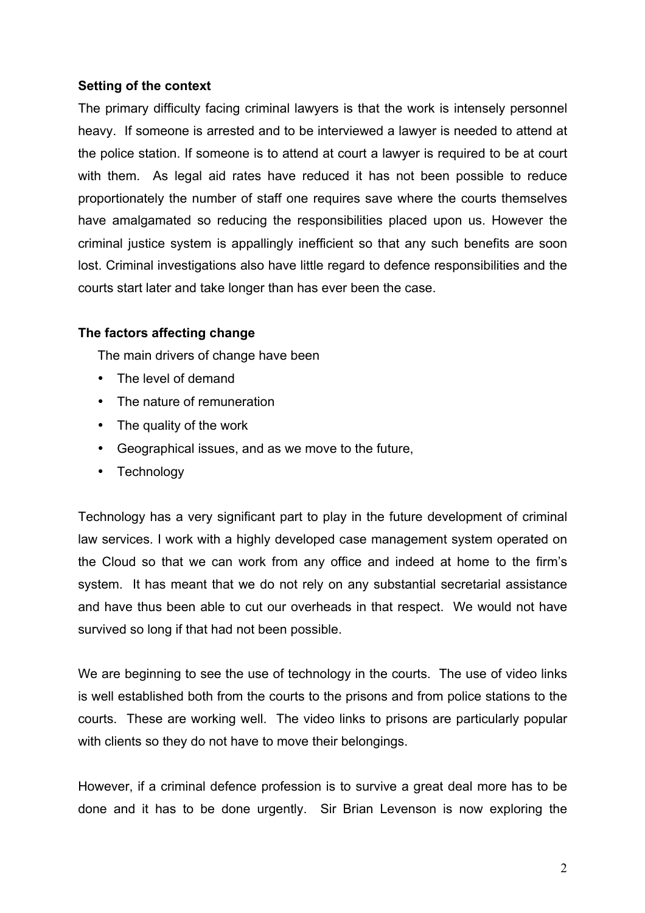**Setting of the context**

The primary difficulty facing criminal lawyers is that the work is intensely personnel heavy. If someone is arrested and to be interviewed a lawyer is needed to attend at the police station. If someone is to attend at court a lawyer is required to be at court with them. As legal aid rates have reduced it has not been possible to reduce proportionately the number of staff one requires save where the courts themselves have amalgamated so reducing the responsibilities placed upon us. However the criminal justice system is appallingly inefficient so that any such benefits are soon lost. Criminal investigations also have little regard to defence responsibilities and the courts start later and take longer than has ever been the case.

**The factors affecting change**

The main drivers of change have been

- The level of demand
- The nature of remuneration
- The quality of the work
- Geographical issues, and as we move to the future,
- Technology

Technology has a very significant part to play in the future development of criminal law services. I work with a highly developed case management system operated on the Cloud so that we can work from any office and indeed at home to the firm's system. It has meant that we do not rely on any substantial secretarial assistance and have thus been able to cut our overheads in that respect. We would not have survived so long if that had not been possible.

We are beginning to see the use of technology in the courts. The use of video links is well established both from the courts to the prisons and from police stations to the courts. These are working well. The video links to prisons are particularly popular with clients so they do not have to move their belongings.

However, if a criminal defence profession is to survive a great deal more has to be done and it has to be done urgently. Sir Brian Levenson is now exploring the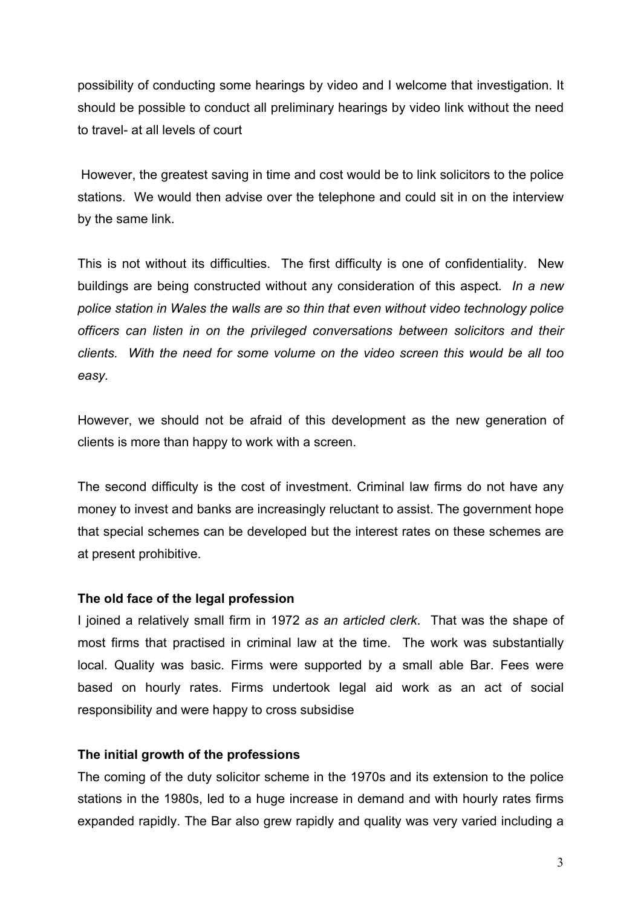possibility of conducting some hearings by video and I welcome that investigation. It should be possible to conduct all preliminary hearings by video link without the need to travel- at all levels of court

However, the greatest saving in time and cost would be to link solicitors to the police stations. We would then advise over the telephone and could sit in on the interview by the same link.

This is not without its difficulties. The first difficulty is one of confidentiality. New buildings are being constructed without any consideration of this aspect. *In a new police station in Wales the walls are so thin that even without video technology police officers can listen in on the privileged conversations between solicitors and their clients. With the need for some volume on the video screen this would be all too easy.*

However, we should not be afraid of this development as the new generation of clients is more than happy to work with a screen.

The second difficulty is the cost of investment. Criminal law firms do not have any money to invest and banks are increasingly reluctant to assist. The government hope that special schemes can be developed but the interest rates on these schemes are at present prohibitive.

**The old face of the legal profession**

I joined a relatively small firm in 1972 *as an articled clerk*. That was the shape of most firms that practised in criminal law at the time. The work was substantially local. Quality was basic. Firms were supported by a small able Bar. Fees were based on hourly rates. Firms undertook legal aid work as an act of social responsibility and were happy to cross subsidise

**The initial growth of the professions**

The coming of the duty solicitor scheme in the 1970s and its extension to the police stations in the 1980s, led to a huge increase in demand and with hourly rates firms expanded rapidly. The Bar also grew rapidly and quality was very varied including a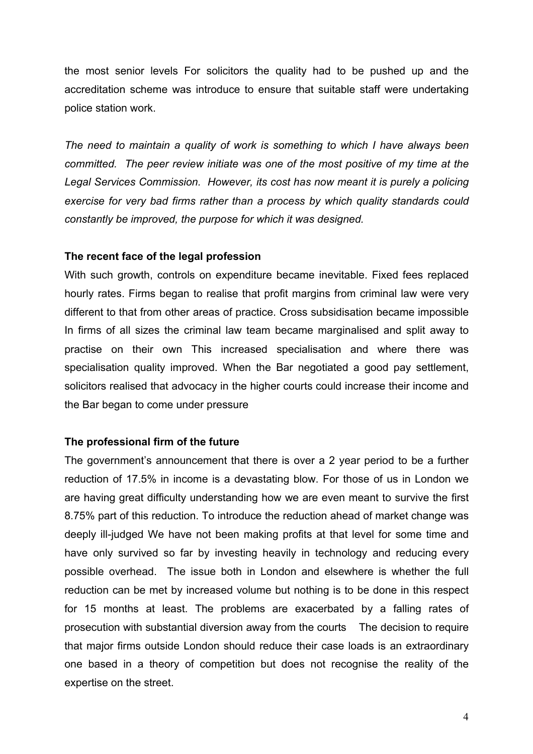the most senior levels For solicitors the quality had to be pushed up and the accreditation scheme was introduce to ensure that suitable staff were undertaking police station work.

*The need to maintain a quality of work is something to which I have always been committed. The peer review initiate was one of the most positive of my time at the Legal Services Commission. However, its cost has now meant it is purely a policing exercise for very bad firms rather than a process by which quality standards could constantly be improved, the purpose for which it was designed.*

**The recent face of the legal profession**

With such growth, controls on expenditure became inevitable. Fixed fees replaced hourly rates. Firms began to realise that profit margins from criminal law were very different to that from other areas of practice. Cross subsidisation became impossible In firms of all sizes the criminal law team became marginalised and split away to practise on their own This increased specialisation and where there was specialisation quality improved. When the Bar negotiated a good pay settlement, solicitors realised that advocacy in the higher courts could increase their income and the Bar began to come under pressure

**The professional firm of the future**

The government's announcement that there is over a 2 year period to be a further reduction of 17.5% in income is a devastating blow. For those of us in London we are having great difficulty understanding how we are even meant to survive the first 8.75% part of this reduction. To introduce the reduction ahead of market change was deeply ill-judged We have not been making profits at that level for some time and have only survived so far by investing heavily in technology and reducing every possible overhead. The issue both in London and elsewhere is whether the full reduction can be met by increased volume but nothing is to be done in this respect for 15 months at least. The problems are exacerbated by a falling rates of prosecution with substantial diversion away from the courts The decision to require that major firms outside London should reduce their case loads is an extraordinary one based in a theory of competition but does not recognise the reality of the expertise on the street.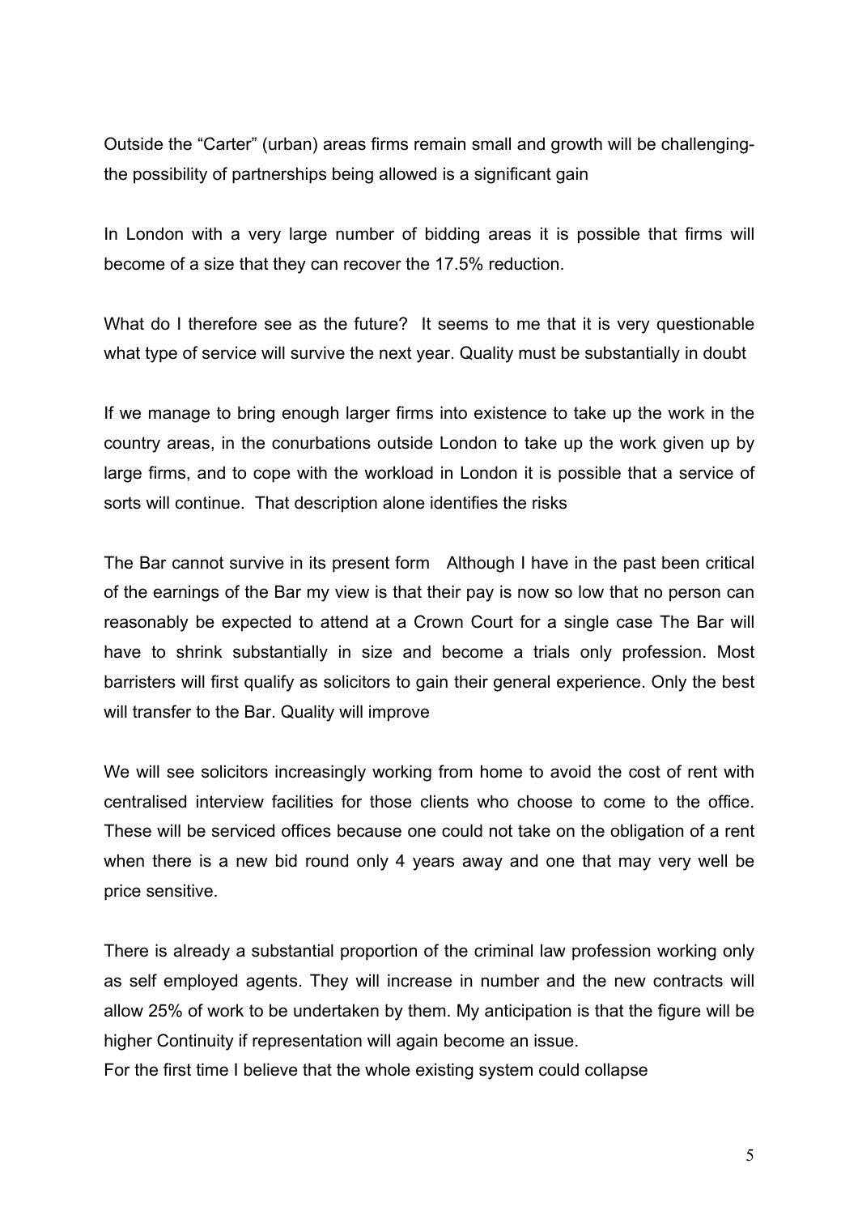Outside the "Carter" (urban) areas firms remain small and growth will be challenging- the possibility of partnerships being allowed is a significant gain

In London with a very large number of bidding areas it is possible that firms will become of a size that they can recover the 17.5% reduction.

What do I therefore see as the future? It seems to me that it is very questionable what type of service will survive the next year. Quality must be substantially in doubt

If we manage to bring enough larger firms into existence to take up the work in the country areas, in the conurbations outside London to take up the work given up by large firms, and to cope with the workload in London it is possible that a service of sorts will continue. That description alone identifies the risks

The Bar cannot survive in its present form Although I have in the past been critical of the earnings of the Bar my view is that their pay is now so low that no person can reasonably be expected to attend at a Crown Court for a single case The Bar will have to shrink substantially in size and become a trials only profession. Most barristers will first qualify as solicitors to gain their general experience. Only the best will transfer to the Bar. Quality will improve

We will see solicitors increasingly working from home to avoid the cost of rent with centralised interview facilities for those clients who choose to come to the office. These will be serviced offices because one could not take on the obligation of a rent when there is a new bid round only 4 years away and one that may very well be price sensitive.

There is already a substantial proportion of the criminal law profession working only as self employed agents. They will increase in number and the new contracts will allow 25% of work to be undertaken by them. My anticipation is that the figure will be higher Continuity if representation will again become an issue.

For the first time I believe that the whole existing system could collapse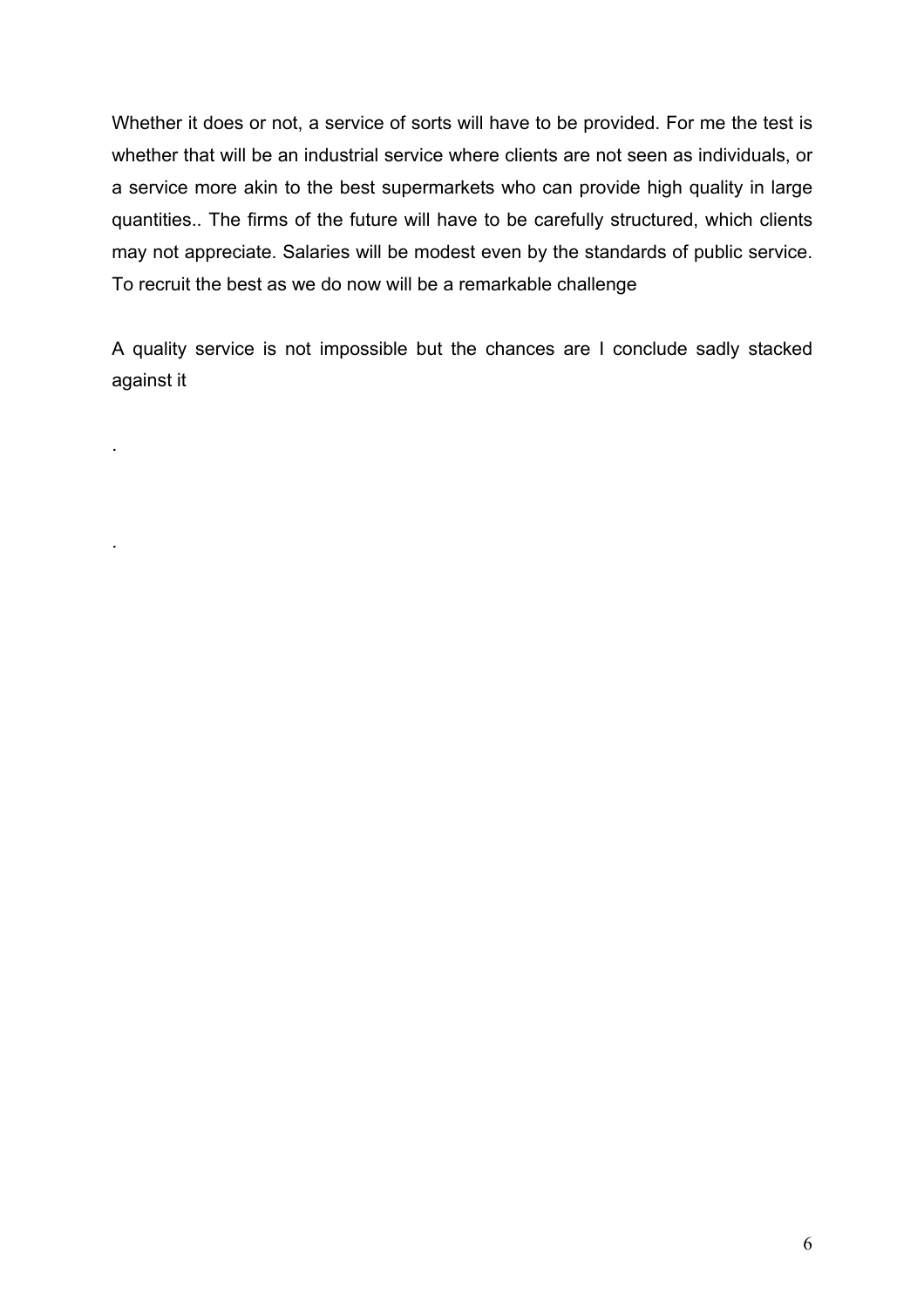Whether it does or not, a service of sorts will have to be provided. For me the test is whether that will be an industrial service where clients are not seen as individuals, or a service more akin to the best supermarkets who can provide high quality in large quantities.. The firms of the future will have to be carefully structured, which clients may not appreciate. Salaries will be modest even by the standards of public service. To recruit the best as we do now will be a remarkable challenge

A quality service is not impossible but the chances are I conclude sadly stacked against it

.

.